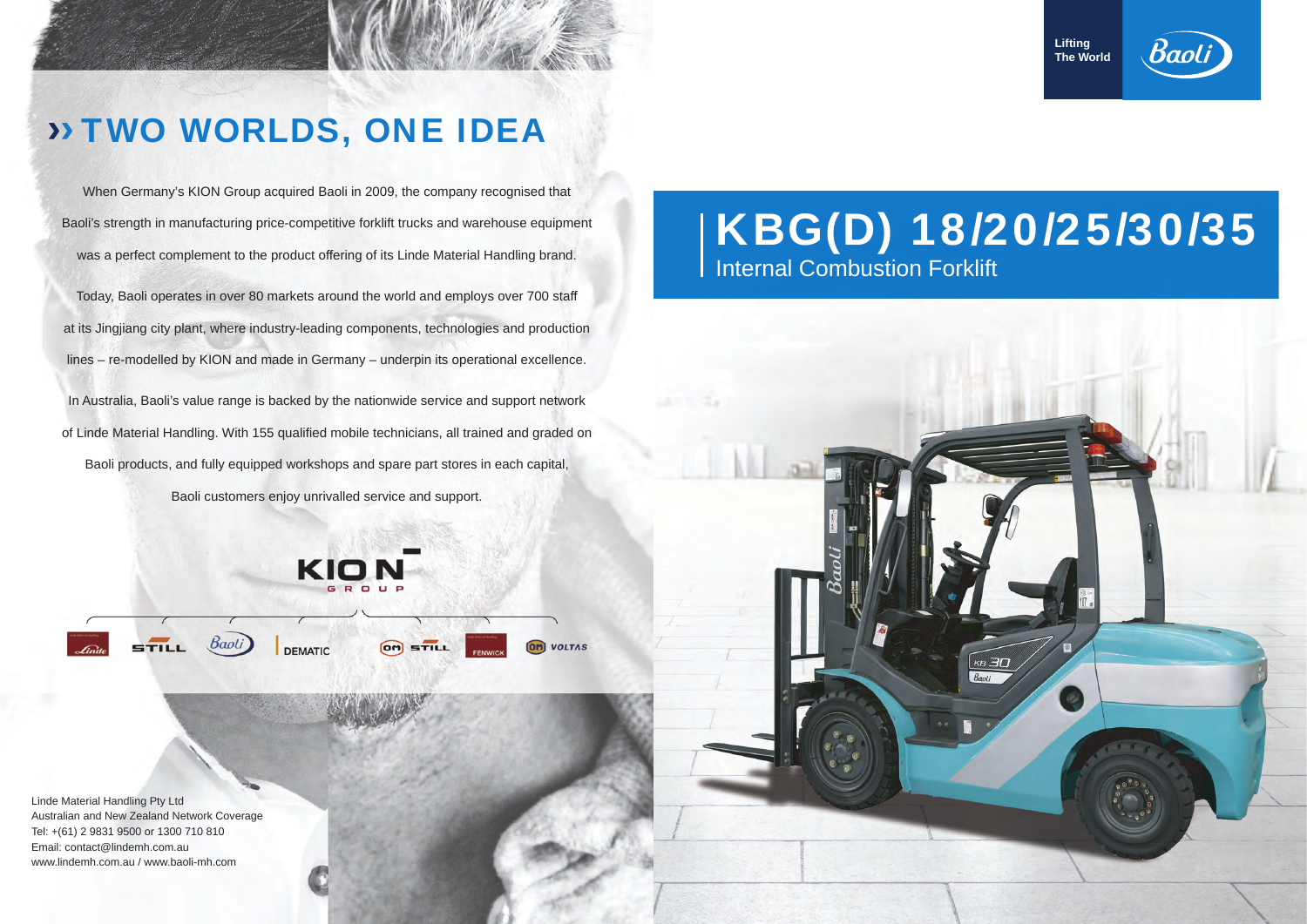# » TWO WORLDS, ONE IDEA

When Germany's KION Group acquired Baoli in 2009, the company recognised that Baoli's strength in manufacturing price-competitive forklift trucks and warehouse equipment was a perfect complement to the product offering of its Linde Material Handling brand.

Today, Baoli operates in over 80 markets around the world and employs over 700 staff at its Jingjiang city plant, where industry-leading components, technologies and production lines – re-modelled by KION and made in Germany – underpin its operational excellence.

In Australia, Baoli's value range is backed by the nationwide service and support network of Linde Material Handling. With 155 qualified mobile technicians, all trained and graded on Baoli products, and fully equipped workshops and spare part stores in each capital, Baoli customers enjoy unrivalled service and support.

KION GROUP

Linde | STILL | Baoli | DEMATIC | OM STILL | FENWICK | OM VOLTAS

Linde Material Handling Pty Ltd
Australian and New Zealand Network Coverage
Tel: +(61) 2 9831 9500 or 1300 710 810
Email: contact@lindemh.com.au
www.lindemh.com.au / www.baoli-mh.com

Lifting The World

Baoli

# KBG(D) 18/20/25/30/35

## Internal Combustion Forklift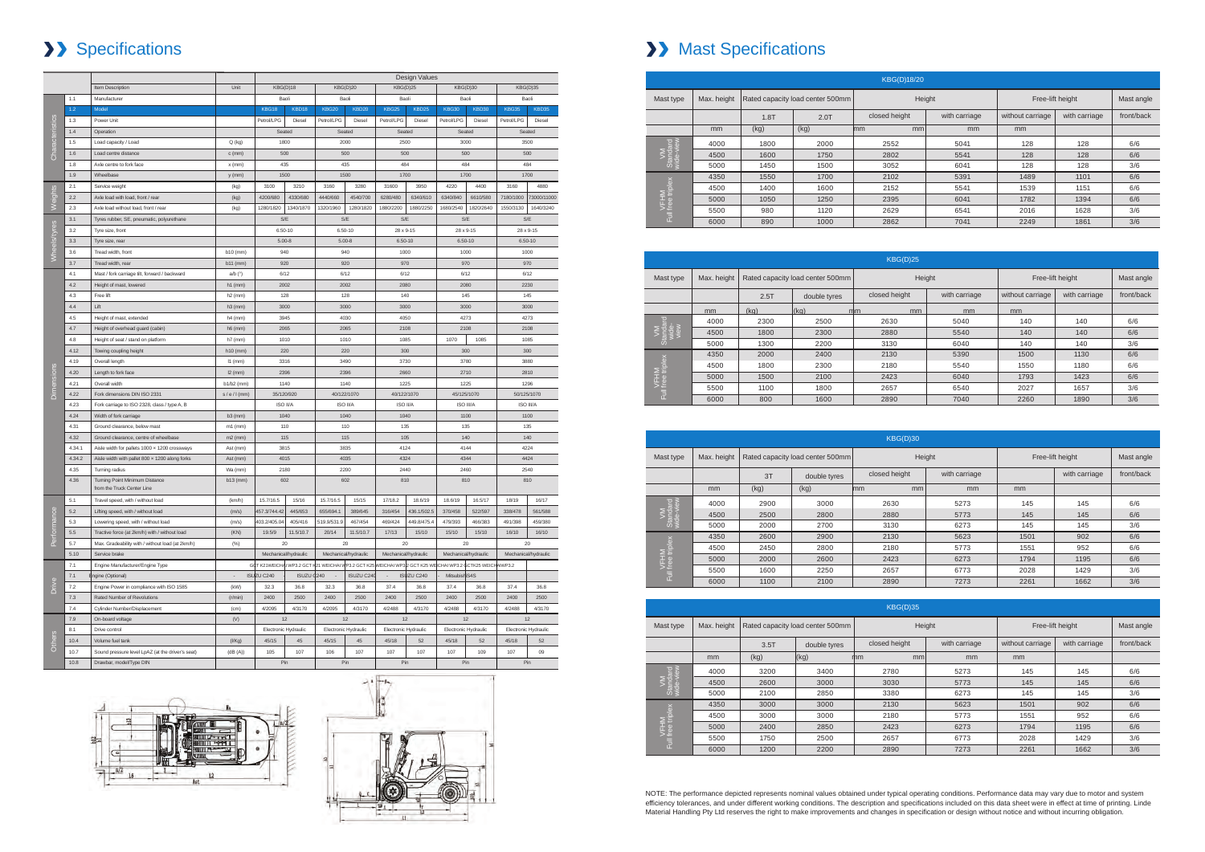# Specifications

| | | | | Design Values | | | | | | | | | |
|---|---|---|---|---|---|---|---|---|---|---|---|---|---|
| | | Item Description | Unit | KBG(D)18 | | KBG(D)20 | | KBG(D)25 | | KBG(D)30 | | KBG(D)35 | |
| Characteristics | 1.1 | Manufacturer | | Baoli | | Baoli | | Baoli | | Baoli | | Baoli | |
| | 1.2 | Model | | KBG18 | KBD18 | KBG20 | KBD20 | KBG25 | KBD25 | KBG30 | KBD30 | KBG35 | KBD35 |
| | 1.3 | Power Unit | | Petrol/LPG | Diesel | Petrol/LPG | Diesel | Petrol/LPG | Diesel | Petrol/LPG | Diesel | Petrol/LPG | Diesel |
| | 1.4 | Operation | | Seated | | Seated | | Seated | | Seated | | Seated | |
| | 1.5 | Load capacity / Load | Q (kg) | 1800 | | 2000 | | 2500 | | 3000 | | 3500 | |
| | 1.6 | Load centre distance | c (mm) | 500 | | 500 | | 500 | | 500 | | 500 | |
| | 1.8 | Axle centre to fork face | x (mm) | 435 | | 435 | | 484 | | 484 | | 484 | |
| | 1.9 | Wheelbase | y (mm) | 1500 | | 1500 | | 1700 | | 1700 | | 1700 | |
| Weights | 2.1 | Service weight | (kg) | 3100 | 3210 | 3160 | 3280 | 31600 | 3950 | 4220 | 4400 | 3160 | 4880 |
| | 2.2 | Axle load with load, front / rear | (kg) | 4200/680 | 4330/680 | 4440/660 | 4540/700 | 6280/480 | 6340/610 | 6340/840 | 6610/580 | 7180/1000 | 73000/11000 |
| | 2.3 | Axle load without load, front / rear | (kg) | 1280/1820 | 1340/1870 | 1320/1960 | 1280/1820 | 1880/2200 | 1880/2250 | 1680/2540 | 1820/2640 | 1550/3130 | 1640/3240 |
| Wheels/tyres | 3.1 | Tyres rubber, SE, pneumatic, polyurethane | | S/E | | S/E | | S/E | | S/E | | S/E | |
| | 3.2 | Tyre size, front | | 6.50-10 | | 6.50-10 | | 28 x 9-15 | | 28 x 9-15 | | 28 x 9-15 | |
| | 3.3 | Tyre size, rear | | 5.00-8 | | 5.00-8 | | 6.50-10 | | 6.50-10 | | 6.50-10 | |
| | 3.6 | Tread width, front | b10 (mm) | 940 | | 940 | | 1000 | | 1000 | | 1000 | |
| | 3.7 | Tread width, rear | b11 (mm) | 920 | | 920 | | 970 | | 970 | | 970 | |
| Dimensions | 4.1 | Mast / fork carriage tilt, forward / backward | a/b (°) | 6/12 | | 6/12 | | 6/12 | | 6/12 | | 6/12 | |
| | 4.2 | Height of mast, lowered | h1 (mm) | 2002 | | 2002 | | 2080 | | 2080 | | 2230 | |
| | 4.3 | Free lift | h2 (mm) | 128 | | 128 | | 140 | | 145 | | 145 | |
| | 4.4 | Lift | h3 (mm) | 3000 | | 3000 | | 3000 | | 3000 | | 3000 | |
| | 4.5 | Height of mast, extended | h4 (mm) | 3945 | | 4030 | | 4050 | | 4273 | | 4273 | |
| | 4.7 | Height of overhead guard (cabin) | h6 (mm) | 2065 | | 2065 | | 2108 | | 2108 | | 2108 | |
| | 4.8 | Height of seat / stand on platform | h7 (mm) | 1010 | | 1010 | | 1085 | | 1070 | 1085 | 1085 | |
| | 4.12 | Towing coupling height | h10 (mm) | 220 | | 220 | | 300 | | 300 | | 300 | |
| | 4.19 | Overall length | l1 (mm) | 3316 | | 3490 | | 3730 | | 3780 | | 3880 | |
| | 4.20 | Length to fork face | l2 (mm) | 2396 | | 2396 | | 2660 | | 2710 | | 2810 | |
| | 4.21 | Overall width | b1/b2 (mm) | 1140 | | 1140 | | 1225 | | 1225 | | 1296 | |
| | 4.22 | Fork dimensions DIN ISO 2331 | s / e / l (mm) | 35/120/920 | | 40/122/1070 | | 40/122/1070 | | 45/125/1070 | | 50/125/1070 | |
| | 4.23 | Fork carriage to ISO 2328, class / type A, B | | ISO II/A | | ISO II/A | | ISO II/A | | ISO III/A | | ISO III/A | |
| | 4.24 | Width of fork carriage | b3 (mm) | 1040 | | 1040 | | 1040 | | 1100 | | 1100 | |
| | 4.31 | Ground clearance, below mast | m1 (mm) | 110 | | 110 | | 135 | | 135 | | 135 | |
| | 4.32 | Ground clearance, centre of wheelbase | m2 (mm) | 115 | | 115 | | 105 | | 140 | | 140 | |
| | 4.34.1 | Aisle width for pallets 1000 × 1200 crossways | Ast (mm) | 3815 | | 3835 | | 4124 | | 4144 | | 4224 | |
| | 4.34.2 | Aisle width with pallet 800 × 1200 along forks | Ast (mm) | 4015 | | 4035 | | 4324 | | 4344 | | 4424 | |
| | 4.35 | Turning radius | Wa (mm) | 2180 | | 2200 | | 2440 | | 2460 | | 2540 | |
| | 4.36 | Turning Point Minimum Distance from the Truck Center Line | b13 (mm) | 602 | | 602 | | 810 | | 810 | | 810 | |
| Performance | 5.1 | Travel speed, with / without load | (km/h) | 15.7/16.5 | 15/16 | 15.7/16.5 | 15/15 | 17/18.2 | 18.6/19 | 18.6/19 | 16.5/17 | 18/19 | 16/17 |
| | 5.2 | Lifting speed, with / without load | (m/s) | 457.3/744.42 | 445/653 | 655/694.1 | 389/645 | 316/454 | 436.1/502.5 | 370/458 | 522/597 | 338/478 | 561/588 |
| | 5.3 | Lowering speed, with / without load | (m/s) | 403.2/405.04 | 405/416 | 519.9/531.9 | 467/454 | 469/424 | 449.8/475.4 | 479/393 | 466/383 | 491/398 | 459/380 |
| | 5.5 | Tractive force (at 2km/h) with / without load | (KN) | 19.5/9 | 11.5/10.7 | 20/14 | 11.5/10.7 | 17/13 | 15/10 | 15/10 | 15/10 | 16/10 | 16/10 |
| | 5.7 | Max. Gradeability with / without load (at 2km/h) | (%) | 20 | | 20 | | 20 | | 20 | | 20 | |
| | 5.10 | Service brake | | Mechanical/hydraulic | | Mechanical/hydraulic | | Mechanical/hydraulic | | Mechanical/hydraulic | | Mechanical/hydraulic | |
| Drive | 7.1 | Engine Manufacturer/Engine Type | | GCT K21/WEICHAI WP3.2 GCT K21 WEICHAI WP3.2 GCT K25 WEICHAI WP3.2 GCT K25 WEICHAI WP3.2 GCTK25 WEICHAI WP3.2 | | | | | | | | | |
| | 7.1 | Engine (Optional) | | - | ISUZU C240 | - | ISUZU C240 | - | ISUZU C240 | - | Mitsubishi S4S | | |
| | 7.2 | Engine Power in compliance with ISO 1585 | (kW) | 32.3 | 36.8 | 32.3 | 36.8 | 37.4 | 36.8 | 37.4 | 36.8 | 37.4 | 36.8 |
| | 7.3 | Rated Number of Revolutions | (r/min) | 2400 | 2500 | 2400 | 2500 | 2400 | 2500 | 2400 | 2500 | 2400 | 2500 |
| | 7.4 | Cylinder Number/Displacement | (cm) | 4/2095 | 4/3170 | 4/2095 | 4/3170 | 4/2488 | 4/3170 | 4/2488 | 4/3170 | 4/2488 | 4/3170 |
| Others | 7.9 | On-board voltage | (V) | 12 | | 12 | | 12 | | 12 | | 12 | |
| | 8.1 | Drive control | | Electronic Hydraulic | | Electronic Hydraulic | | Electronic Hydraulic | | Electronic Hydraulic | | Electronic Hydraulic | |
| | 10.4 | Volume fuel tank | (l/Kg) | 45/15 | 45 | 45/15 | 45 | 45/18 | 52 | 45/18 | 52 | 45/18 | 52 |
| | 10.7 | Sound pressure level LpAZ (at the driver's seat) | (dB (A)) | 105 | 107 | 106 | 107 | 107 | 107 | 107 | 109 | 107 | 09 |
| | 10.8 | Drawbar, model/Type DIN | | Pin | | Pin | | Pin | | Pin | | Pin | |

# Mast Specifications

**KBG(D)18/20**

| Mast type | Max. height | Rated capacity load center 500mm | | Height | | Free-lift height | | Mast angle |
|---|---|---|---|---|---|---|---|---|
| | | 1.8T | 2.0T | closed height | with carriage | without carriage | with carriage | front/back |
| | mm | (kg) | (kg) | mm | mm | mm | | |
| VM Standard wide-view | 4000 | 1800 | 2000 | 2552 | 5041 | 128 | 128 | 6/6 |
| | 4500 | 1600 | 1750 | 2802 | 5541 | 128 | 128 | 6/6 |
| | 5000 | 1450 | 1500 | 3052 | 6041 | 128 | 128 | 3/6 |
| VFHM Full free triplex | 4350 | 1550 | 1700 | 2102 | 5391 | 1489 | 1101 | 6/6 |
| | 4500 | 1400 | 1600 | 2152 | 5541 | 1539 | 1151 | 6/6 |
| | 5000 | 1050 | 1250 | 2395 | 6041 | 1782 | 1394 | 6/6 |
| | 5500 | 980 | 1120 | 2629 | 6541 | 2016 | 1628 | 3/6 |
| | 6000 | 890 | 1000 | 2862 | 7041 | 2249 | 1861 | 3/6 |

**KBG(D)25**

| Mast type | Max. height | Rated capacity load center 500mm | | Height | | Free-lift height | | Mast angle |
|---|---|---|---|---|---|---|---|---|
| | | 2.5T | double tyres | closed height | with carriage | without carriage | with carriage | front/back |
| | mm | (kg) | (kg) | mm | mm | mm | | |
| VM Standard wide-view | 4000 | 2300 | 2500 | 2630 | 5040 | 140 | 140 | 6/6 |
| | 4500 | 1800 | 2300 | 2880 | 5540 | 140 | 140 | 6/6 |
| | 5000 | 1300 | 2200 | 3130 | 6040 | 140 | 140 | 3/6 |
| VFHM Full free triplex | 4350 | 2000 | 2400 | 2130 | 5390 | 1500 | 1130 | 6/6 |
| | 4500 | 1800 | 2300 | 2180 | 5540 | 1550 | 1180 | 6/6 |
| | 5000 | 1500 | 2100 | 2423 | 6040 | 1793 | 1423 | 6/6 |
| | 5500 | 1100 | 1800 | 2657 | 6540 | 2027 | 1657 | 3/6 |
| | 6000 | 800 | 1600 | 2890 | 7040 | 2260 | 1890 | 3/6 |

**KBG(D)30**

| Mast type | Max. height | Rated capacity load center 500mm | | Height | | Free-lift height | | Mast angle |
|---|---|---|---|---|---|---|---|---|
| | | 3T | double tyres | closed height | with carriage | | with carriage | front/back |
| | mm | (kg) | (kg) | mm | mm | mm | | |
| VM Standard wide-view | 4000 | 2900 | 3000 | 2630 | 5273 | 145 | 145 | 6/6 |
| | 4500 | 2500 | 2800 | 2880 | 5773 | 145 | 145 | 6/6 |
| | 5000 | 2000 | 2700 | 3130 | 6273 | 145 | 145 | 3/6 |
| VFHM Full free triplex | 4350 | 2600 | 2900 | 2130 | 5623 | 1501 | 902 | 6/6 |
| | 4500 | 2450 | 2800 | 2180 | 5773 | 1551 | 952 | 6/6 |
| | 5000 | 2000 | 2600 | 2423 | 6273 | 1794 | 1195 | 6/6 |
| | 5500 | 1600 | 2250 | 2657 | 6773 | 2028 | 1429 | 3/6 |
| | 6000 | 1100 | 2100 | 2890 | 7273 | 2261 | 1662 | 3/6 |

**KBG(D)35**

| Mast type | Max. height | Rated capacity load center 500mm | | Height | | Free-lift height | | Mast angle |
|---|---|---|---|---|---|---|---|---|
| | | 3.5T | double tyres | closed height | with carriage | without carriage | with carriage | front/back |
| | mm | (kg) | (kg) | mm | mm | mm | | |
| VM Standard wide-view | 4000 | 3200 | 3400 | 2780 | 5273 | 145 | 145 | 6/6 |
| | 4500 | 2600 | 3000 | 3030 | 5773 | 145 | 145 | 6/6 |
| | 5000 | 2100 | 2850 | 3380 | 6273 | 145 | 145 | 3/6 |
| VFHM Full free triplex | 4350 | 3000 | 3000 | 2130 | 5623 | 1501 | 902 | 6/6 |
| | 4500 | 3000 | 3000 | 2180 | 5773 | 1551 | 952 | 6/6 |
| | 5000 | 2400 | 2850 | 2423 | 6273 | 1794 | 1195 | 6/6 |
| | 5500 | 1750 | 2500 | 2657 | 6773 | 2028 | 1429 | 3/6 |
| | 6000 | 1200 | 2200 | 2890 | 7273 | 2261 | 1662 | 3/6 |

NOTE: The performance depicted represents nominal values obtained under typical operating conditions. Performance data may vary due to motor and system efficiency tolerances, and under different working conditions. The description and specifications included on this data sheet were in effect at time of printing. Linde Material Handling Pty Ltd reserves the right to make improvements and changes in specification or design without notice and without incurring obligation.